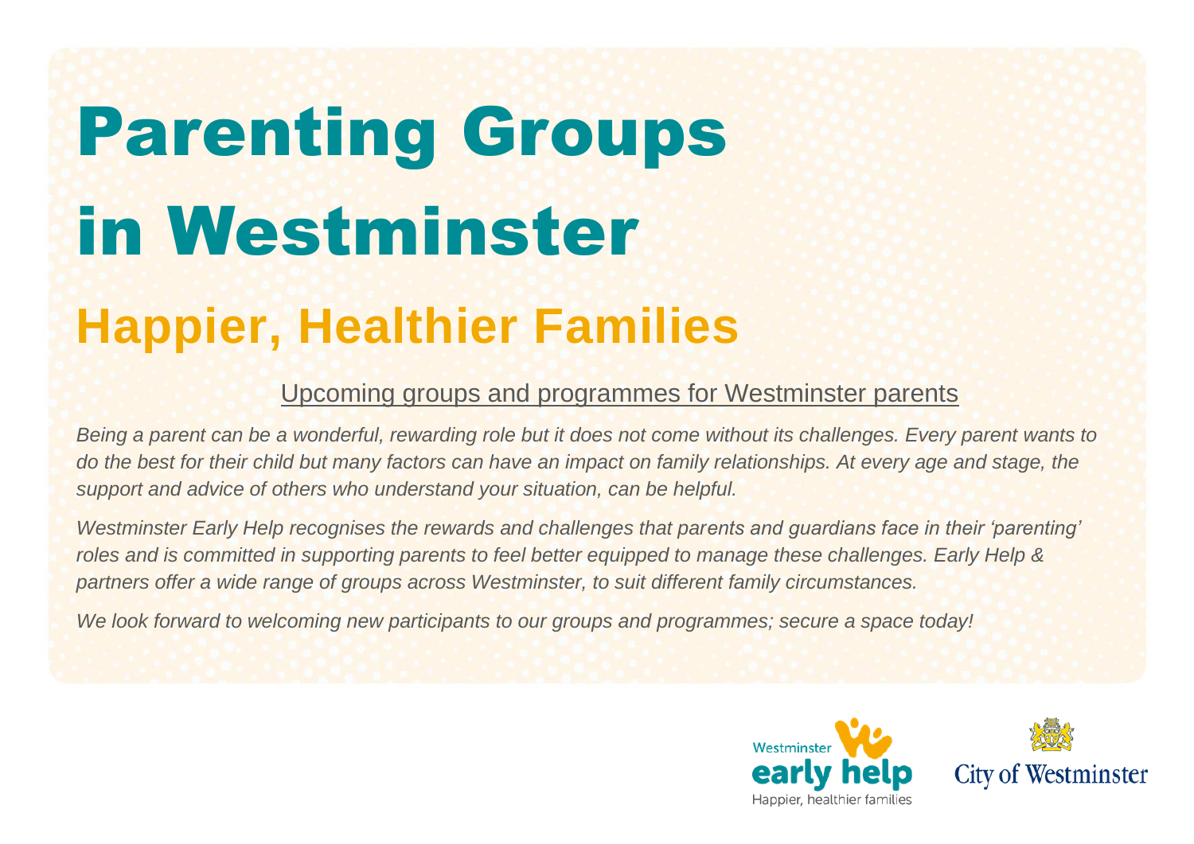# Parenting Groups in Westminster

## Happier, Healthier Families

Upcoming groups and programmes for Westminster parents

*Being a parent can be a wonderful, rewarding role but it does not come without its challenges. Every parent wants to do the best for their child but many factors can have an impact on family relationships. At every age and stage, the support and advice of others who understand your situation, can be helpful.*

*Westminster Early Help recognises the rewards and challenges that parents and guardians face in their 'parenting' roles and is committed in supporting parents to feel better equipped to manage these challenges. Early Help & partners offer a wide range of groups across Westminster, to suit different family circumstances.*

*We look forward to welcoming new participants to our groups and programmes; secure a space today!*

Westminster early help
Happier, healthier families

City of Westminster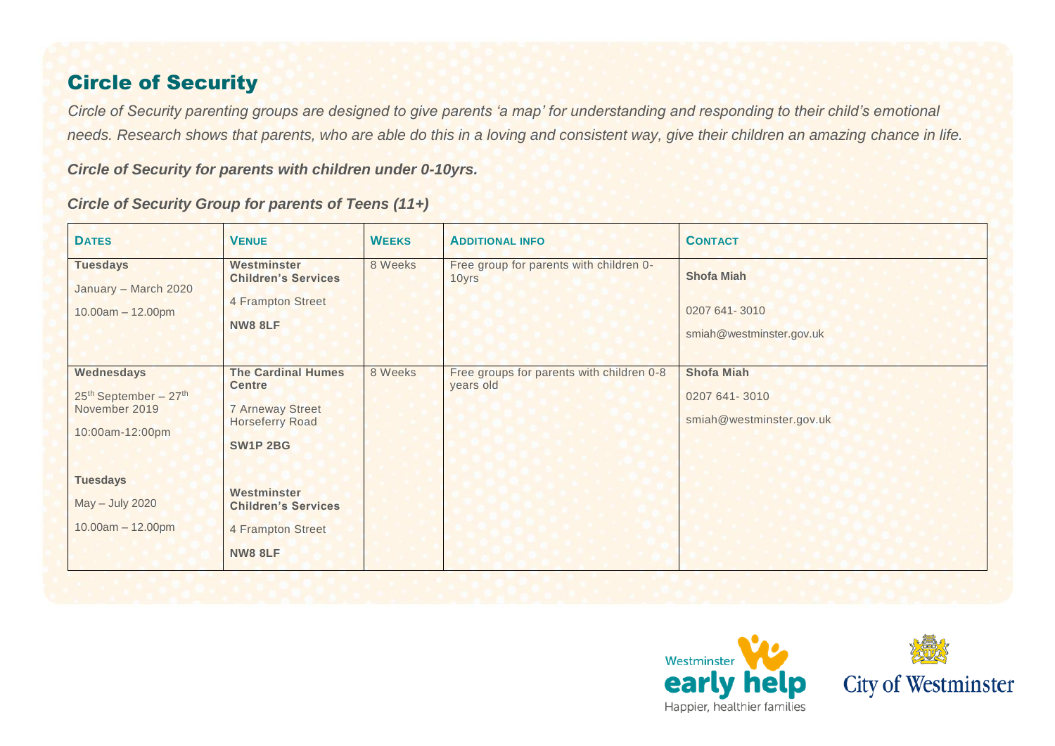## Circle of Security

*Circle of Security parenting groups are designed to give parents 'a map' for understanding and responding to their child's emotional needs. Research shows that parents, who are able do this in a loving and consistent way, give their children an amazing chance in life.*

***Circle of Security for parents with children under 0-10yrs.***

***Circle of Security Group for parents of Teens (11+)***

| DATES | VENUE | WEEKS | ADDITIONAL INFO | CONTACT |
|---|---|---|---|---|
| **Tuesdays**<br>January – March 2020<br>10.00am – 12.00pm | **Westminster Children's Services**<br>4 Frampton Street<br>**NW8 8LF** | 8 Weeks | Free group for parents with children 0-10yrs | **Shofa Miah**<br>0207 641- 3010<br>smiah@westminster.gov.uk |
| **Wednesdays**<br>25th September – 27th November 2019<br>10:00am-12:00pm<br><br>**Tuesdays**<br>May – July 2020<br>10.00am – 12.00pm | **The Cardinal Humes Centre**<br>7 Arneway Street Horseferry Road<br>**SW1P 2BG**<br><br>**Westminster Children's Services**<br>4 Frampton Street<br>**NW8 8LF** | 8 Weeks | Free groups for parents with children 0-8 years old | **Shofa Miah**<br>0207 641- 3010<br>smiah@westminster.gov.uk |

Westminster early help
Happier, healthier families

City of Westminster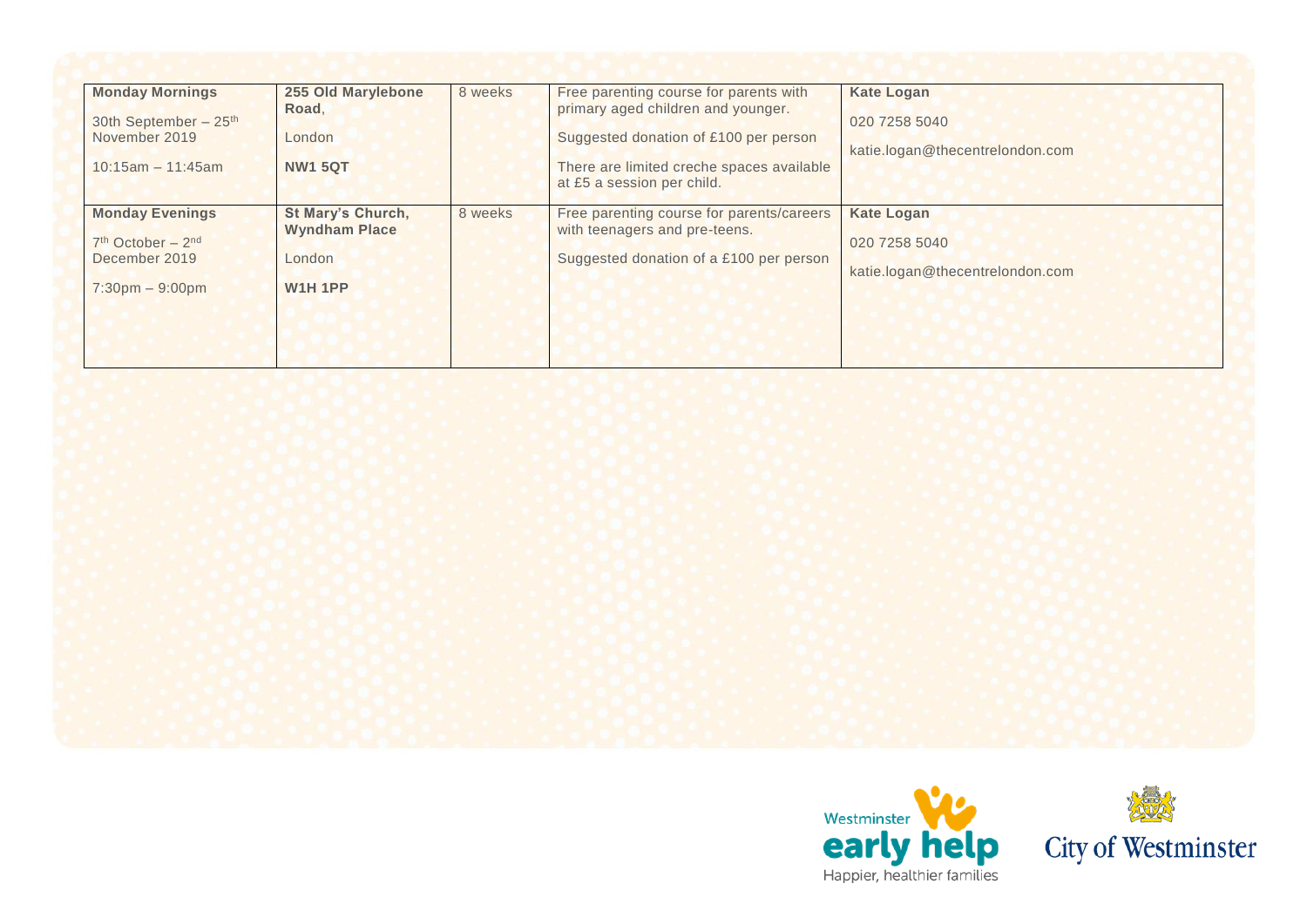| **Monday Mornings**<br><br>30th September – 25th November 2019<br><br>10:15am – 11:45am | **255 Old Marylebone Road**,<br><br>London<br><br>**NW1 5QT** | 8 weeks | Free parenting course for parents with primary aged children and younger.<br><br>Suggested donation of £100 per person<br><br>There are limited creche spaces available at £5 a session per child. | **Kate Logan**<br><br>020 7258 5040<br><br>katie.logan@thecentrelondon.com |
|---|---|---|---|---|
| **Monday Evenings**<br><br>7th October – 2nd December 2019<br><br>7:30pm – 9:00pm | **St Mary's Church, Wyndham Place**<br><br>London<br><br>**W1H 1PP** | 8 weeks | Free parenting course for parents/careers with teenagers and pre-teens.<br><br>Suggested donation of a £100 per person | **Kate Logan**<br><br>020 7258 5040<br><br>katie.logan@thecentrelondon.com |

Westminster early help
Happier, healthier families

City of Westminster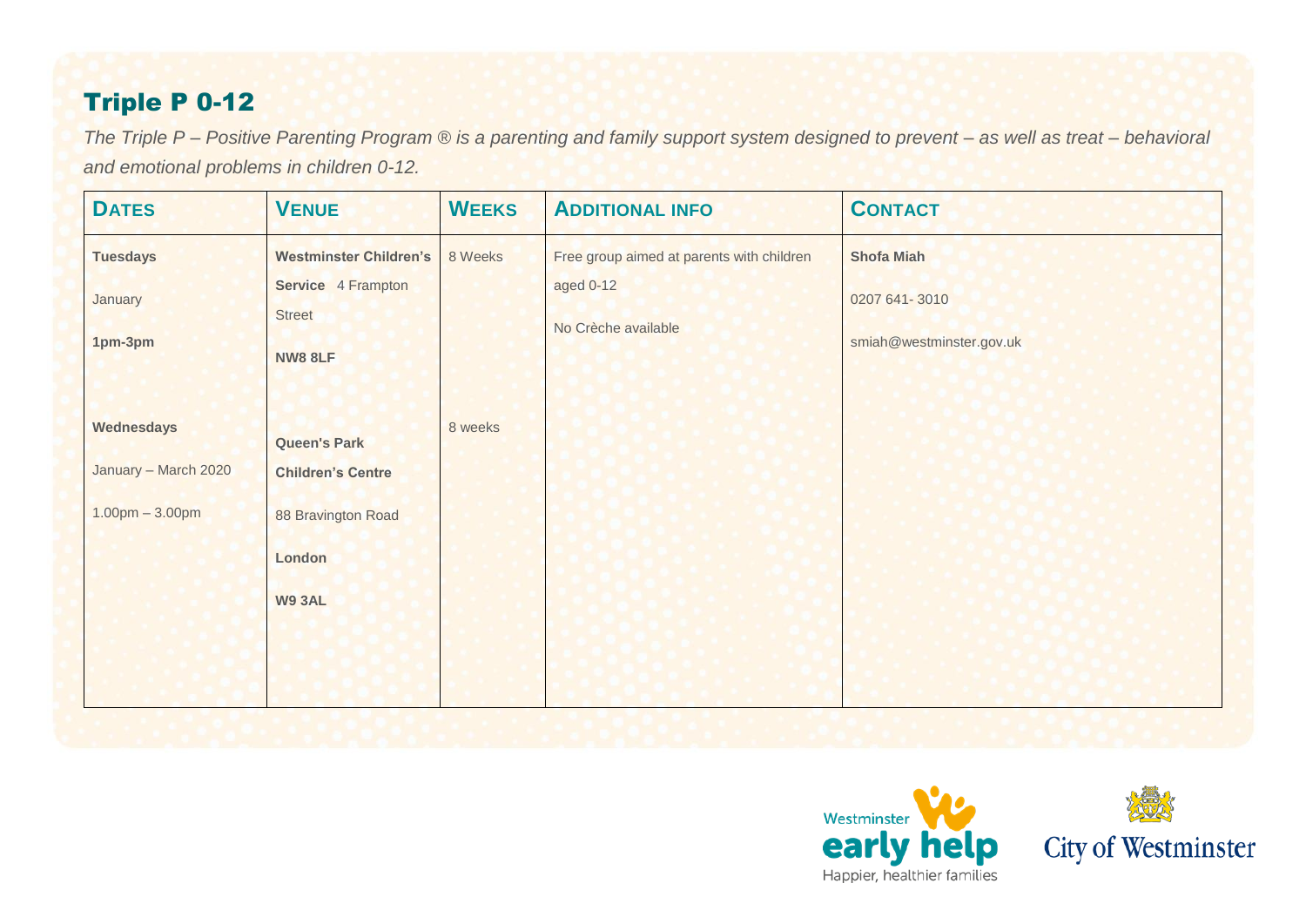# Triple P 0-12

*The Triple P – Positive Parenting Program ® is a parenting and family support system designed to prevent – as well as treat – behavioral and emotional problems in children 0-12.*

| DATES | VENUE | WEEKS | ADDITIONAL INFO | CONTACT |
|---|---|---|---|---|
| **Tuesdays**<br>January<br>**1pm-3pm** | **Westminster Children's Service** 4 Frampton Street<br>**NW8 8LF** | 8 Weeks | Free group aimed at parents with children aged 0-12<br>No Crèche available | **Shofa Miah**<br>0207 641- 3010<br>smiah@westminster.gov.uk |
| **Wednesdays**<br>January – March 2020<br>1.00pm – 3.00pm | **Queen's Park Children's Centre**<br>88 Bravington Road<br>**London**<br>**W9 3AL** | 8 weeks | | |

Westminster early help
Happier, healthier families

City of Westminster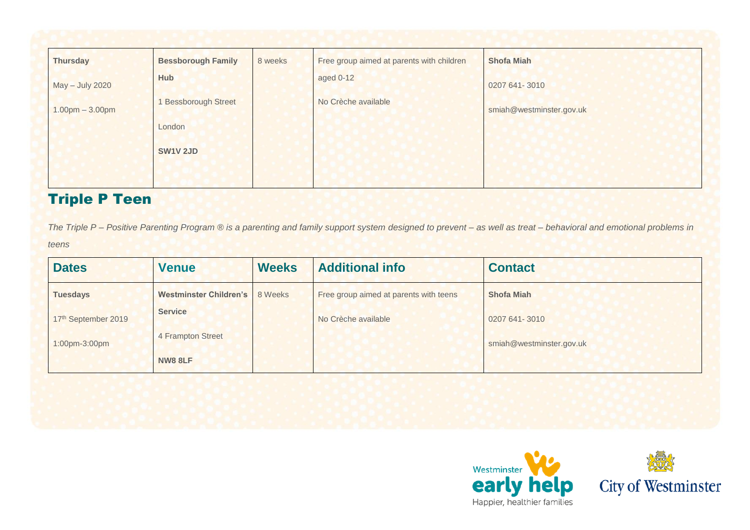| | | | | |
|---|---|---|---|---|
| **Thursday**<br>May – July 2020<br>1.00pm – 3.00pm | **Bessborough Family Hub**<br>1 Bessborough Street<br>London<br>**SW1V 2JD** | 8 weeks | Free group aimed at parents with children aged 0-12<br>No Crèche available | **Shofa Miah**<br>0207 641- 3010<br>smiah@westminster.gov.uk |

## Triple P Teen

*The Triple P – Positive Parenting Program ® is a parenting and family support system designed to prevent – as well as treat – behavioral and emotional problems in teens*

| Dates | Venue | Weeks | Additional info | Contact |
|---|---|---|---|---|
| **Tuesdays**<br>17th September 2019<br>1:00pm-3:00pm | **Westminster Children's Service**<br>4 Frampton Street<br>**NW8 8LF** | 8 Weeks | Free group aimed at parents with teens<br>No Crèche available | **Shofa Miah**<br>0207 641- 3010<br>smiah@westminster.gov.uk |

Westminster early help
Happier, healthier families

City of Westminster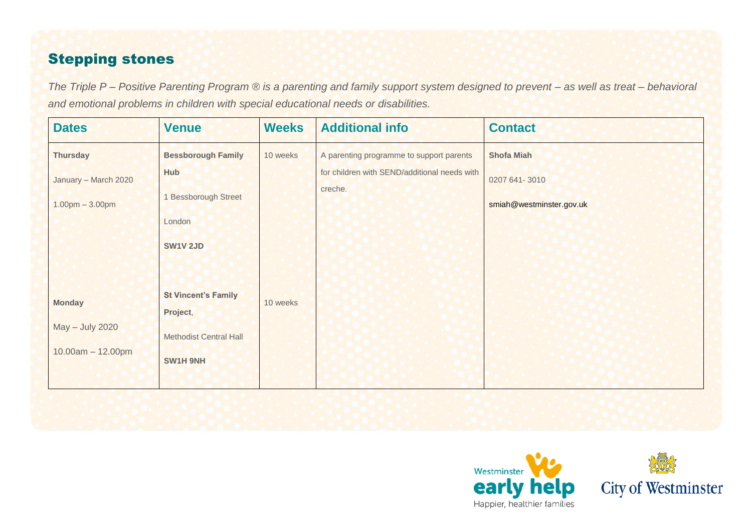## Stepping stones

*The Triple P – Positive Parenting Program ® is a parenting and family support system designed to prevent – as well as treat – behavioral and emotional problems in children with special educational needs or disabilities.*

| Dates | Venue | Weeks | Additional info | Contact |
|---|---|---|---|---|
| **Thursday**<br>January – March 2020<br>1.00pm – 3.00pm | **Bessborough Family Hub**<br>1 Bessborough Street<br>London<br>**SW1V 2JD** | 10 weeks | A parenting programme to support parents for children with SEND/additional needs with creche. | **Shofa Miah**<br>0207 641- 3010<br>smiah@westminster.gov.uk |
| **Monday**<br>May – July 2020<br>10.00am – 12.00pm | **St Vincent's Family Project**,<br>Methodist Central Hall<br>**SW1H 9NH** | 10 weeks | | |

Westminster early help
Happier, healthier families

City of Westminster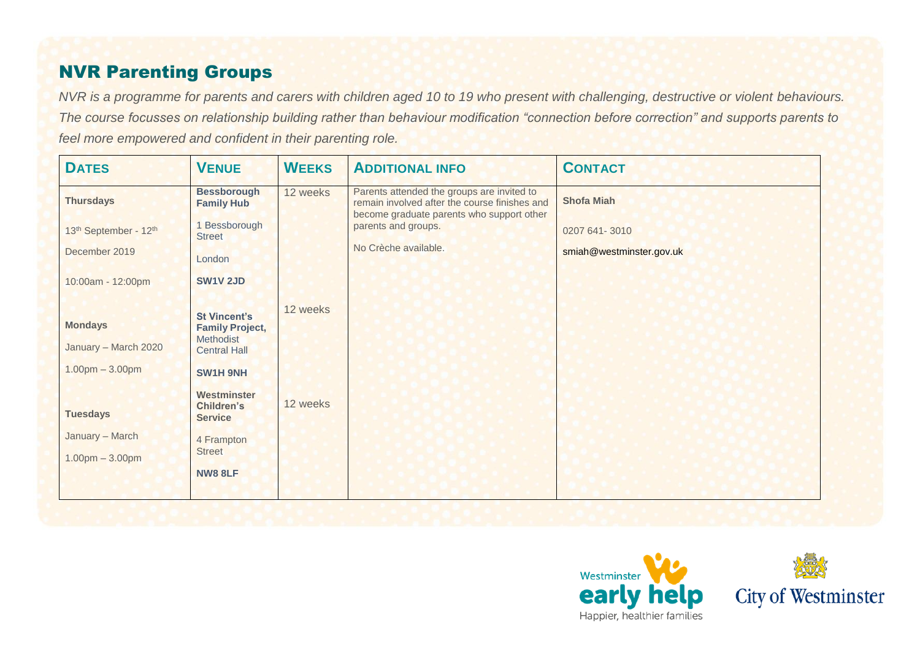## NVR Parenting Groups

*NVR is a programme for parents and carers with children aged 10 to 19 who present with challenging, destructive or violent behaviours. The course focusses on relationship building rather than behaviour modification "connection before correction" and supports parents to feel more empowered and confident in their parenting role.*

| DATES | VENUE | WEEKS | ADDITIONAL INFO | CONTACT |
|---|---|---|---|---|
| **Thursdays**<br>13th September - 12th December 2019<br>10:00am - 12:00pm | **Bessborough Family Hub**<br>1 Bessborough Street<br>London<br>**SW1V 2JD** | 12 weeks | Parents attended the groups are invited to remain involved after the course finishes and become graduate parents who support other parents and groups.<br>No Crèche available. | **Shofa Miah**<br>0207 641- 3010<br>smiah@westminster.gov.uk |
| **Mondays**<br>January – March 2020<br>1.00pm – 3.00pm | **St Vincent's Family Project,** Methodist Central Hall<br>**SW1H 9NH** | 12 weeks | | |
| **Tuesdays**<br>January – March<br>1.00pm – 3.00pm | **Westminster Children's Service**<br>4 Frampton Street<br>**NW8 8LF** | 12 weeks | | |

Westminster early help
Happier, healthier families

City of Westminster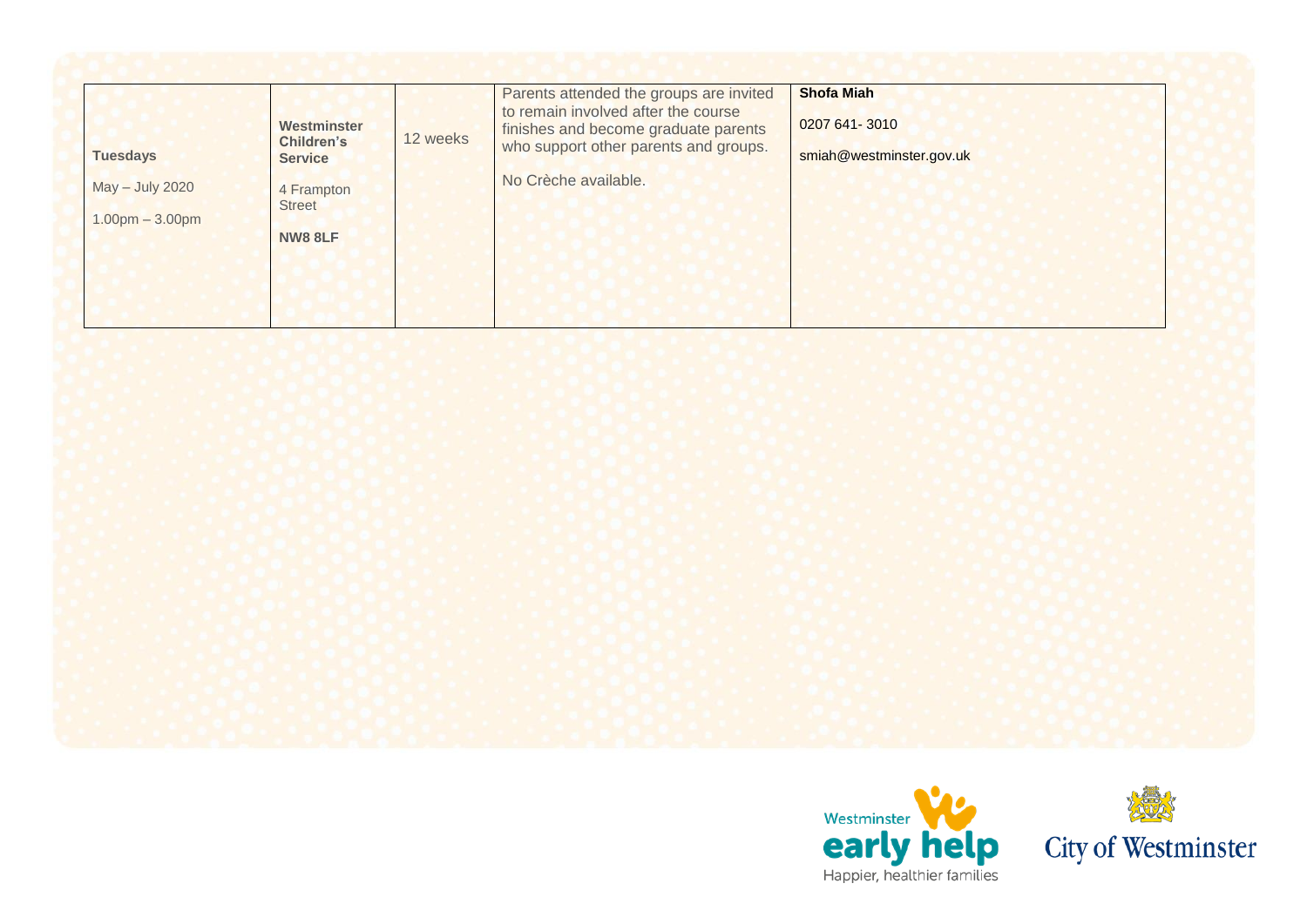| | | | | |
|---|---|---|---|---|
| **Tuesdays**<br><br>May – July 2020<br><br>1.00pm – 3.00pm | **Westminster Children's Service**<br><br>4 Frampton Street<br><br>**NW8 8LF** | 12 weeks | Parents attended the groups are invited to remain involved after the course finishes and become graduate parents who support other parents and groups.<br><br>No Crèche available. | **Shofa Miah**<br><br>0207 641- 3010<br><br>smiah@westminster.gov.uk |

Westminster early help
Happier, healthier families

City of Westminster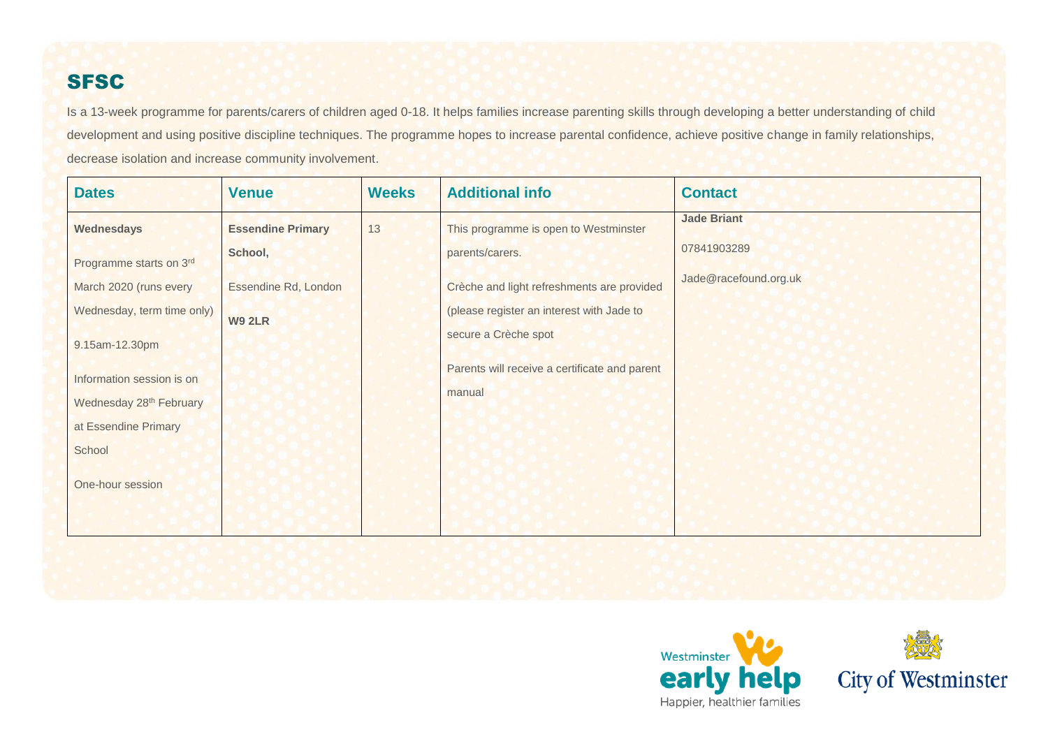## SFSC

Is a 13-week programme for parents/carers of children aged 0-18. It helps families increase parenting skills through developing a better understanding of child development and using positive discipline techniques. The programme hopes to increase parental confidence, achieve positive change in family relationships, decrease isolation and increase community involvement.

| Dates | Venue | Weeks | Additional info | Contact |
|---|---|---|---|---|
| **Wednesdays**<br><br>Programme starts on 3rd March 2020 (runs every Wednesday, term time only)<br><br>9.15am-12.30pm<br><br>Information session is on Wednesday 28th February at Essendine Primary School<br><br>One-hour session | **Essendine Primary School,**<br><br>Essendine Rd, London<br><br>**W9 2LR** | 13 | This programme is open to Westminster parents/carers.<br><br>Crèche and light refreshments are provided (please register an interest with Jade to secure a Crèche spot<br><br>Parents will receive a certificate and parent manual | **Jade Briant**<br><br>07841903289<br><br>Jade@racefound.org.uk |

Westminster early help — Happier, healthier families

City of Westminster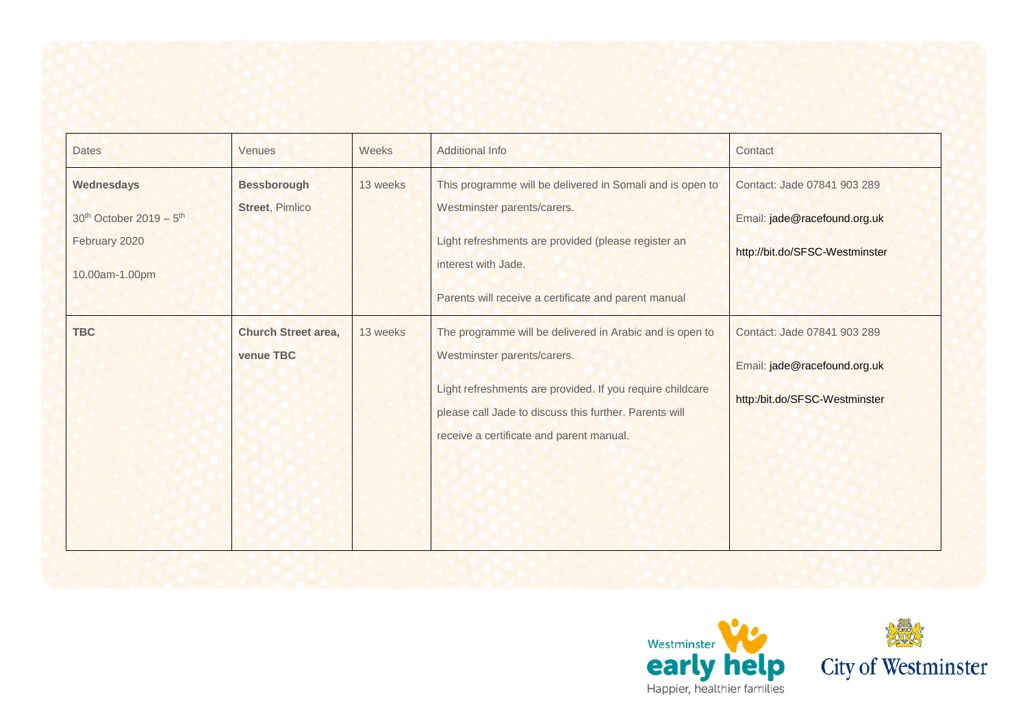| Dates | Venues | Weeks | Additional Info | Contact |
|---|---|---|---|---|
| **Wednesdays** 30th October 2019 – 5th February 2020 10.00am-1.00pm | **Bessborough Street**, Pimlico | 13 weeks | This programme will be delivered in Somali and is open to Westminster parents/carers. Light refreshments are provided (please register an interest with Jade. Parents will receive a certificate and parent manual | Contact: Jade 07841 903 289 Email: jade@racefound.org.uk http://bit.do/SFSC-Westminster |
| **TBC** | **Church Street area, venue TBC** | 13 weeks | The programme will be delivered in Arabic and is open to Westminster parents/carers. Light refreshments are provided. If you require childcare please call Jade to discuss this further. Parents will receive a certificate and parent manual. | Contact: Jade 07841 903 289 Email: jade@racefound.org.uk http:/bit.do/SFSC-Westminster |

Westminster early help
Happier, healthier families

City of Westminster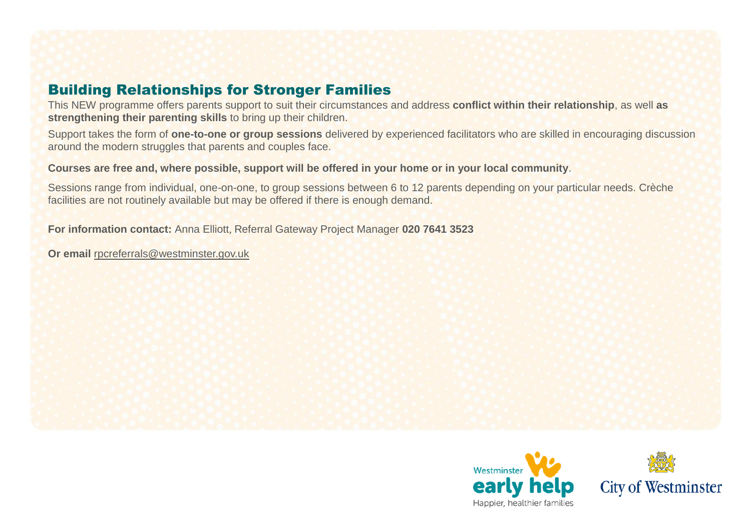## Building Relationships for Stronger Families

This NEW programme offers parents support to suit their circumstances and address **conflict within their relationship**, as well **as strengthening their parenting skills** to bring up their children.

Support takes the form of **one-to-one or group sessions** delivered by experienced facilitators who are skilled in encouraging discussion around the modern struggles that parents and couples face.

**Courses are free and, where possible, support will be offered in your home or in your local community**.

Sessions range from individual, one-on-one, to group sessions between 6 to 12 parents depending on your particular needs. Crèche facilities are not routinely available but may be offered if there is enough demand.

**For information contact:** Anna Elliott, Referral Gateway Project Manager **020 7641 3523**

**Or email** rpcreferrals@westminster.gov.uk

Westminster early help
Happier, healthier families

City of Westminster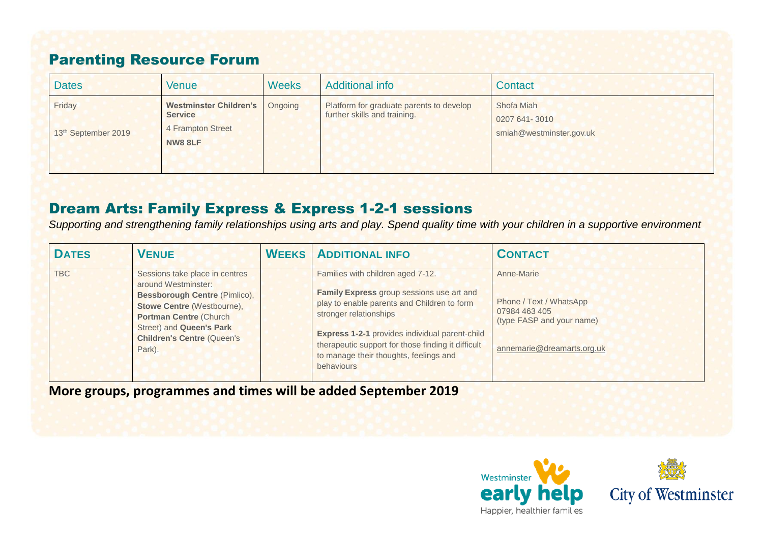## Parenting Resource Forum

| Dates | Venue | Weeks | Additional info | Contact |
|---|---|---|---|---|
| Friday<br>13th September 2019 | **Westminster Children's Service**<br>4 Frampton Street<br>**NW8 8LF** | Ongoing | Platform for graduate parents to develop further skills and training. | Shofa Miah<br>0207 641- 3010<br>smiah@westminster.gov.uk |

## Dream Arts: Family Express & Express 1-2-1 sessions

*Supporting and strengthening family relationships using arts and play. Spend quality time with your children in a supportive environment*

| DATES | VENUE | WEEKS | ADDITIONAL INFO | CONTACT |
|---|---|---|---|---|
| TBC | Sessions take place in centres around Westminster: **Bessborough Centre** (Pimlico), **Stowe Centre** (Westbourne), **Portman Centre** (Church Street) and **Queen's Park Children's Centre** (Queen's Park). | | Families with children aged 7-12.<br>**Family Express** group sessions use art and play to enable parents and Children to form stronger relationships<br>**Express 1-2-1** provides individual parent-child therapeutic support for those finding it difficult to manage their thoughts, feelings and behaviours | Anne-Marie<br>Phone / Text / WhatsApp 07984 463 405 (type FASP and your name)<br>annemarie@dreamarts.org.uk |

**More groups, programmes and times will be added September 2019**

Westminster early help
Happier, healthier families

City of Westminster